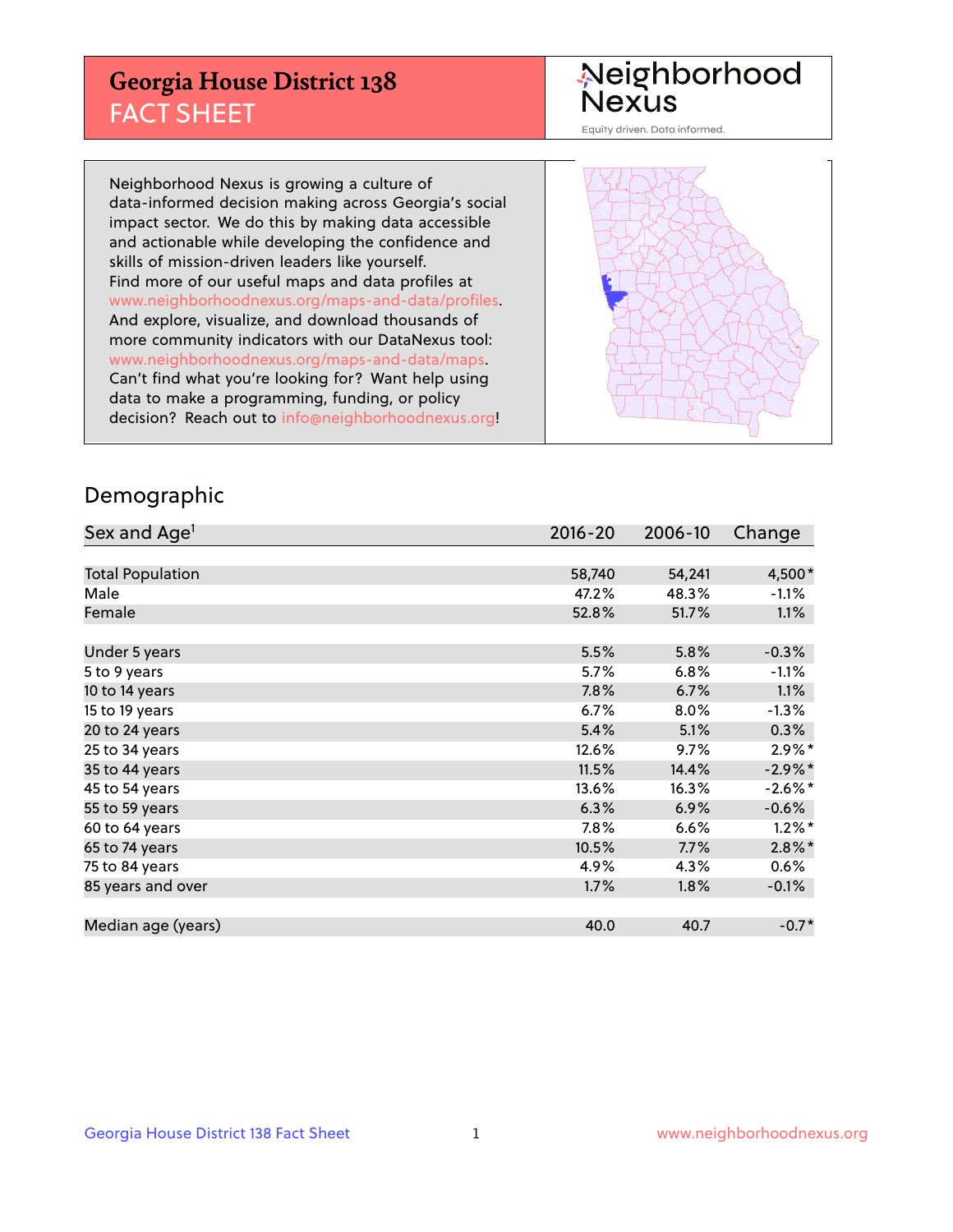# Georgia House District 138
## FACT SHEET

Neighborhood Nexus
Equity driven. Data informed.

Neighborhood Nexus is growing a culture of data-informed decision making across Georgia's social impact sector. We do this by making data accessible and actionable while developing the confidence and skills of mission-driven leaders like yourself. Find more of our useful maps and data profiles at www.neighborhoodnexus.org/maps-and-data/profiles. And explore, visualize, and download thousands of more community indicators with our DataNexus tool: www.neighborhoodnexus.org/maps-and-data/maps. Can't find what you're looking for? Want help using data to make a programming, funding, or policy decision? Reach out to info@neighborhoodnexus.org!

## Demographic

| Sex and Age[1] | 2016-20 | 2006-10 | Change |
|---|---|---|---|
| Total Population | 58,740 | 54,241 | 4,500* |
| Male | 47.2% | 48.3% | -1.1% |
| Female | 52.8% | 51.7% | 1.1% |
| | | | |
| Under 5 years | 5.5% | 5.8% | -0.3% |
| 5 to 9 years | 5.7% | 6.8% | -1.1% |
| 10 to 14 years | 7.8% | 6.7% | 1.1% |
| 15 to 19 years | 6.7% | 8.0% | -1.3% |
| 20 to 24 years | 5.4% | 5.1% | 0.3% |
| 25 to 34 years | 12.6% | 9.7% | 2.9%* |
| 35 to 44 years | 11.5% | 14.4% | -2.9%* |
| 45 to 54 years | 13.6% | 16.3% | -2.6%* |
| 55 to 59 years | 6.3% | 6.9% | -0.6% |
| 60 to 64 years | 7.8% | 6.6% | 1.2%* |
| 65 to 74 years | 10.5% | 7.7% | 2.8%* |
| 75 to 84 years | 4.9% | 4.3% | 0.6% |
| 85 years and over | 1.7% | 1.8% | -0.1% |
| | | | |
| Median age (years) | 40.0 | 40.7 | -0.7* |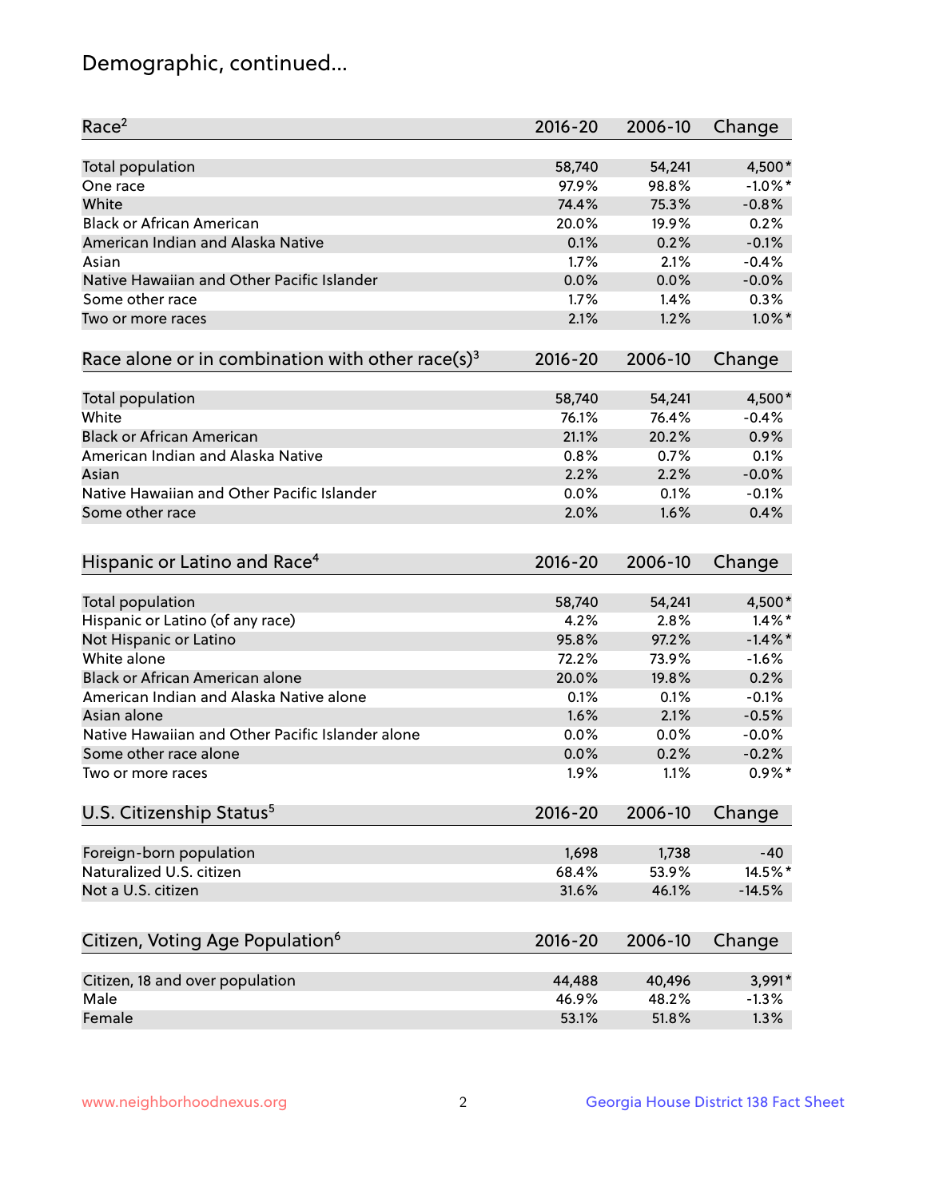## Demographic, continued...

| Race[2] | 2016-20 | 2006-10 | Change |
|---|---|---|---|
| Total population | 58,740 | 54,241 | 4,500* |
| One race | 97.9% | 98.8% | -1.0%* |
| White | 74.4% | 75.3% | -0.8% |
| Black or African American | 20.0% | 19.9% | 0.2% |
| American Indian and Alaska Native | 0.1% | 0.2% | -0.1% |
| Asian | 1.7% | 2.1% | -0.4% |
| Native Hawaiian and Other Pacific Islander | 0.0% | 0.0% | -0.0% |
| Some other race | 1.7% | 1.4% | 0.3% |
| Two or more races | 2.1% | 1.2% | 1.0%* |

| Race alone or in combination with other race(s)[3] | 2016-20 | 2006-10 | Change |
|---|---|---|---|
| Total population | 58,740 | 54,241 | 4,500* |
| White | 76.1% | 76.4% | -0.4% |
| Black or African American | 21.1% | 20.2% | 0.9% |
| American Indian and Alaska Native | 0.8% | 0.7% | 0.1% |
| Asian | 2.2% | 2.2% | -0.0% |
| Native Hawaiian and Other Pacific Islander | 0.0% | 0.1% | -0.1% |
| Some other race | 2.0% | 1.6% | 0.4% |

| Hispanic or Latino and Race[4] | 2016-20 | 2006-10 | Change |
|---|---|---|---|
| Total population | 58,740 | 54,241 | 4,500* |
| Hispanic or Latino (of any race) | 4.2% | 2.8% | 1.4%* |
| Not Hispanic or Latino | 95.8% | 97.2% | -1.4%* |
| White alone | 72.2% | 73.9% | -1.6% |
| Black or African American alone | 20.0% | 19.8% | 0.2% |
| American Indian and Alaska Native alone | 0.1% | 0.1% | -0.1% |
| Asian alone | 1.6% | 2.1% | -0.5% |
| Native Hawaiian and Other Pacific Islander alone | 0.0% | 0.0% | -0.0% |
| Some other race alone | 0.0% | 0.2% | -0.2% |
| Two or more races | 1.9% | 1.1% | 0.9%* |

| U.S. Citizenship Status[5] | 2016-20 | 2006-10 | Change |
|---|---|---|---|
| Foreign-born population | 1,698 | 1,738 | -40 |
| Naturalized U.S. citizen | 68.4% | 53.9% | 14.5%* |
| Not a U.S. citizen | 31.6% | 46.1% | -14.5% |

| Citizen, Voting Age Population[6] | 2016-20 | 2006-10 | Change |
|---|---|---|---|
| Citizen, 18 and over population | 44,488 | 40,496 | 3,991* |
| Male | 46.9% | 48.2% | -1.3% |
| Female | 53.1% | 51.8% | 1.3% |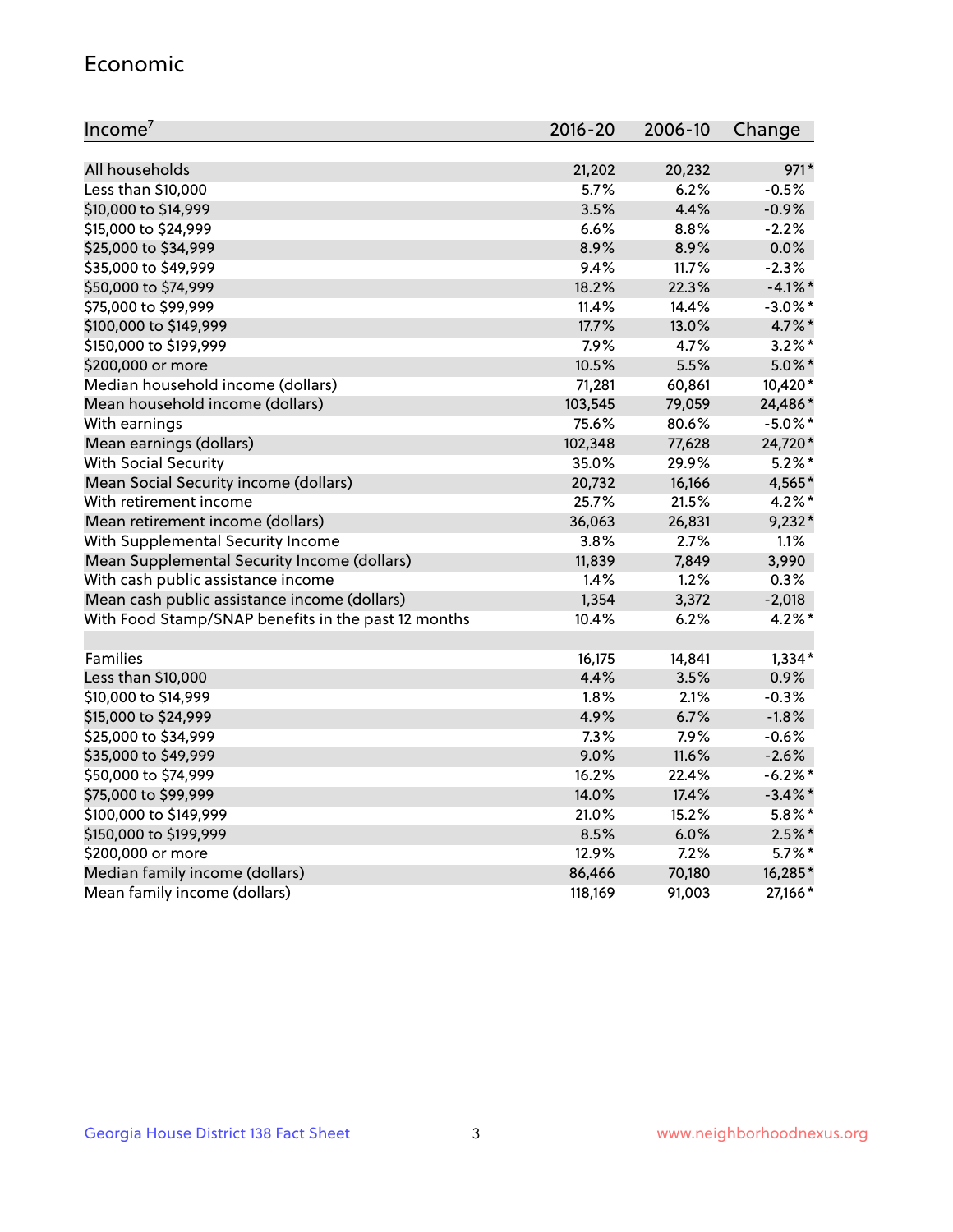## Economic

| Income[7] | 2016-20 | 2006-10 | Change |
|---|---|---|---|
| All households | 21,202 | 20,232 | 971* |
| Less than $10,000 | 5.7% | 6.2% | -0.5% |
| $10,000 to $14,999 | 3.5% | 4.4% | -0.9% |
| $15,000 to $24,999 | 6.6% | 8.8% | -2.2% |
| $25,000 to $34,999 | 8.9% | 8.9% | 0.0% |
| $35,000 to $49,999 | 9.4% | 11.7% | -2.3% |
| $50,000 to $74,999 | 18.2% | 22.3% | -4.1%* |
| $75,000 to $99,999 | 11.4% | 14.4% | -3.0%* |
| $100,000 to $149,999 | 17.7% | 13.0% | 4.7%* |
| $150,000 to $199,999 | 7.9% | 4.7% | 3.2%* |
| $200,000 or more | 10.5% | 5.5% | 5.0%* |
| Median household income (dollars) | 71,281 | 60,861 | 10,420* |
| Mean household income (dollars) | 103,545 | 79,059 | 24,486* |
| With earnings | 75.6% | 80.6% | -5.0%* |
| Mean earnings (dollars) | 102,348 | 77,628 | 24,720* |
| With Social Security | 35.0% | 29.9% | 5.2%* |
| Mean Social Security income (dollars) | 20,732 | 16,166 | 4,565* |
| With retirement income | 25.7% | 21.5% | 4.2%* |
| Mean retirement income (dollars) | 36,063 | 26,831 | 9,232* |
| With Supplemental Security Income | 3.8% | 2.7% | 1.1% |
| Mean Supplemental Security Income (dollars) | 11,839 | 7,849 | 3,990 |
| With cash public assistance income | 1.4% | 1.2% | 0.3% |
| Mean cash public assistance income (dollars) | 1,354 | 3,372 | -2,018 |
| With Food Stamp/SNAP benefits in the past 12 months | 10.4% | 6.2% | 4.2%* |
| | | | |
| Families | 16,175 | 14,841 | 1,334* |
| Less than $10,000 | 4.4% | 3.5% | 0.9% |
| $10,000 to $14,999 | 1.8% | 2.1% | -0.3% |
| $15,000 to $24,999 | 4.9% | 6.7% | -1.8% |
| $25,000 to $34,999 | 7.3% | 7.9% | -0.6% |
| $35,000 to $49,999 | 9.0% | 11.6% | -2.6% |
| $50,000 to $74,999 | 16.2% | 22.4% | -6.2%* |
| $75,000 to $99,999 | 14.0% | 17.4% | -3.4%* |
| $100,000 to $149,999 | 21.0% | 15.2% | 5.8%* |
| $150,000 to $199,999 | 8.5% | 6.0% | 2.5%* |
| $200,000 or more | 12.9% | 7.2% | 5.7%* |
| Median family income (dollars) | 86,466 | 70,180 | 16,285* |
| Mean family income (dollars) | 118,169 | 91,003 | 27,166* |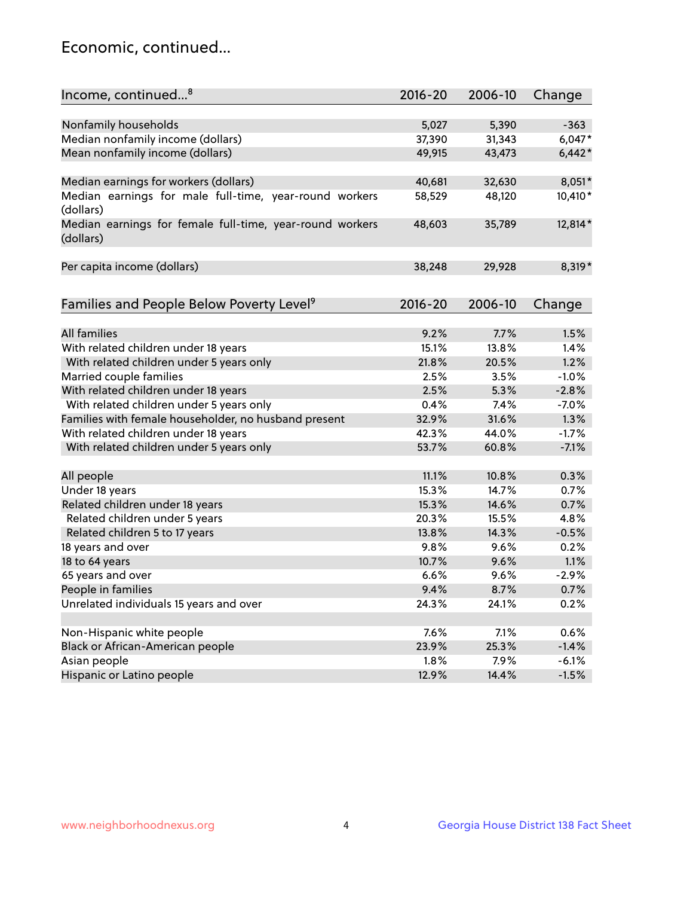## Economic, continued...

| Income, continued...[8] | 2016-20 | 2006-10 | Change |
|---|---|---|---|
| Nonfamily households | 5,027 | 5,390 | -363 |
| Median nonfamily income (dollars) | 37,390 | 31,343 | 6,047* |
| Mean nonfamily income (dollars) | 49,915 | 43,473 | 6,442* |
| Median earnings for workers (dollars) | 40,681 | 32,630 | 8,051* |
| Median earnings for male full-time, year-round workers (dollars) | 58,529 | 48,120 | 10,410* |
| Median earnings for female full-time, year-round workers (dollars) | 48,603 | 35,789 | 12,814* |
| Per capita income (dollars) | 38,248 | 29,928 | 8,319* |

| Families and People Below Poverty Level[9] | 2016-20 | 2006-10 | Change |
|---|---|---|---|
| All families | 9.2% | 7.7% | 1.5% |
| With related children under 18 years | 15.1% | 13.8% | 1.4% |
| With related children under 5 years only | 21.8% | 20.5% | 1.2% |
| Married couple families | 2.5% | 3.5% | -1.0% |
| With related children under 18 years | 2.5% | 5.3% | -2.8% |
| With related children under 5 years only | 0.4% | 7.4% | -7.0% |
| Families with female householder, no husband present | 32.9% | 31.6% | 1.3% |
| With related children under 18 years | 42.3% | 44.0% | -1.7% |
| With related children under 5 years only | 53.7% | 60.8% | -7.1% |
| All people | 11.1% | 10.8% | 0.3% |
| Under 18 years | 15.3% | 14.7% | 0.7% |
| Related children under 18 years | 15.3% | 14.6% | 0.7% |
| Related children under 5 years | 20.3% | 15.5% | 4.8% |
| Related children 5 to 17 years | 13.8% | 14.3% | -0.5% |
| 18 years and over | 9.8% | 9.6% | 0.2% |
| 18 to 64 years | 10.7% | 9.6% | 1.1% |
| 65 years and over | 6.6% | 9.6% | -2.9% |
| People in families | 9.4% | 8.7% | 0.7% |
| Unrelated individuals 15 years and over | 24.3% | 24.1% | 0.2% |
| Non-Hispanic white people | 7.6% | 7.1% | 0.6% |
| Black or African-American people | 23.9% | 25.3% | -1.4% |
| Asian people | 1.8% | 7.9% | -6.1% |
| Hispanic or Latino people | 12.9% | 14.4% | -1.5% |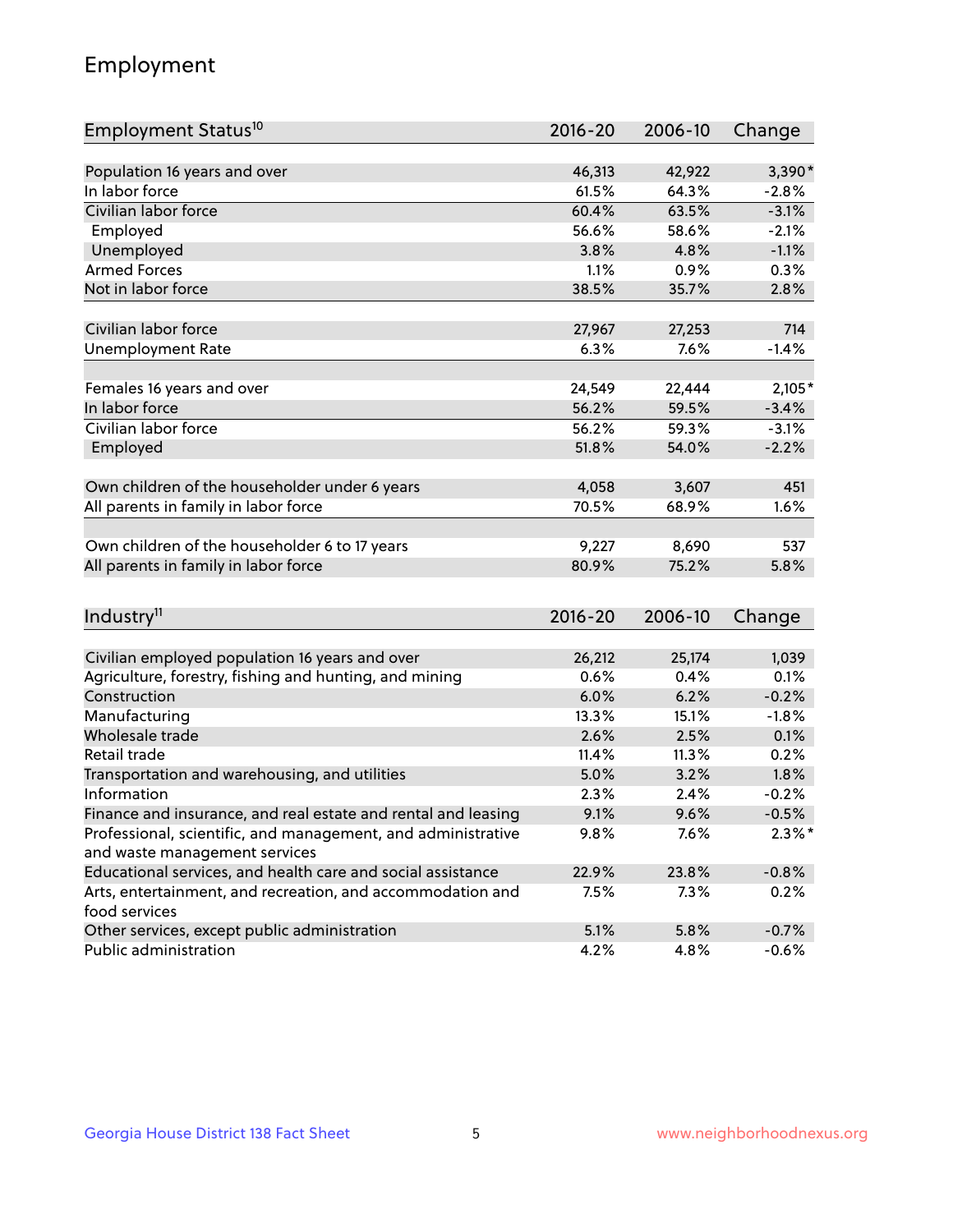# Employment

| Employment Status[10] | 2016-20 | 2006-10 | Change |
|---|---|---|---|
| Population 16 years and over | 46,313 | 42,922 | 3,390* |
| In labor force | 61.5% | 64.3% | -2.8% |
| Civilian labor force | 60.4% | 63.5% | -3.1% |
| Employed | 56.6% | 58.6% | -2.1% |
| Unemployed | 3.8% | 4.8% | -1.1% |
| Armed Forces | 1.1% | 0.9% | 0.3% |
| Not in labor force | 38.5% | 35.7% | 2.8% |
| | | | |
| Civilian labor force | 27,967 | 27,253 | 714 |
| Unemployment Rate | 6.3% | 7.6% | -1.4% |
| | | | |
| Females 16 years and over | 24,549 | 22,444 | 2,105* |
| In labor force | 56.2% | 59.5% | -3.4% |
| Civilian labor force | 56.2% | 59.3% | -3.1% |
| Employed | 51.8% | 54.0% | -2.2% |
| | | | |
| Own children of the householder under 6 years | 4,058 | 3,607 | 451 |
| All parents in family in labor force | 70.5% | 68.9% | 1.6% |
| | | | |
| Own children of the householder 6 to 17 years | 9,227 | 8,690 | 537 |
| All parents in family in labor force | 80.9% | 75.2% | 5.8% |

| Industry[11] | 2016-20 | 2006-10 | Change |
|---|---|---|---|
| Civilian employed population 16 years and over | 26,212 | 25,174 | 1,039 |
| Agriculture, forestry, fishing and hunting, and mining | 0.6% | 0.4% | 0.1% |
| Construction | 6.0% | 6.2% | -0.2% |
| Manufacturing | 13.3% | 15.1% | -1.8% |
| Wholesale trade | 2.6% | 2.5% | 0.1% |
| Retail trade | 11.4% | 11.3% | 0.2% |
| Transportation and warehousing, and utilities | 5.0% | 3.2% | 1.8% |
| Information | 2.3% | 2.4% | -0.2% |
| Finance and insurance, and real estate and rental and leasing | 9.1% | 9.6% | -0.5% |
| Professional, scientific, and management, and administrative and waste management services | 9.8% | 7.6% | 2.3%* |
| Educational services, and health care and social assistance | 22.9% | 23.8% | -0.8% |
| Arts, entertainment, and recreation, and accommodation and food services | 7.5% | 7.3% | 0.2% |
| Other services, except public administration | 5.1% | 5.8% | -0.7% |
| Public administration | 4.2% | 4.8% | -0.6% |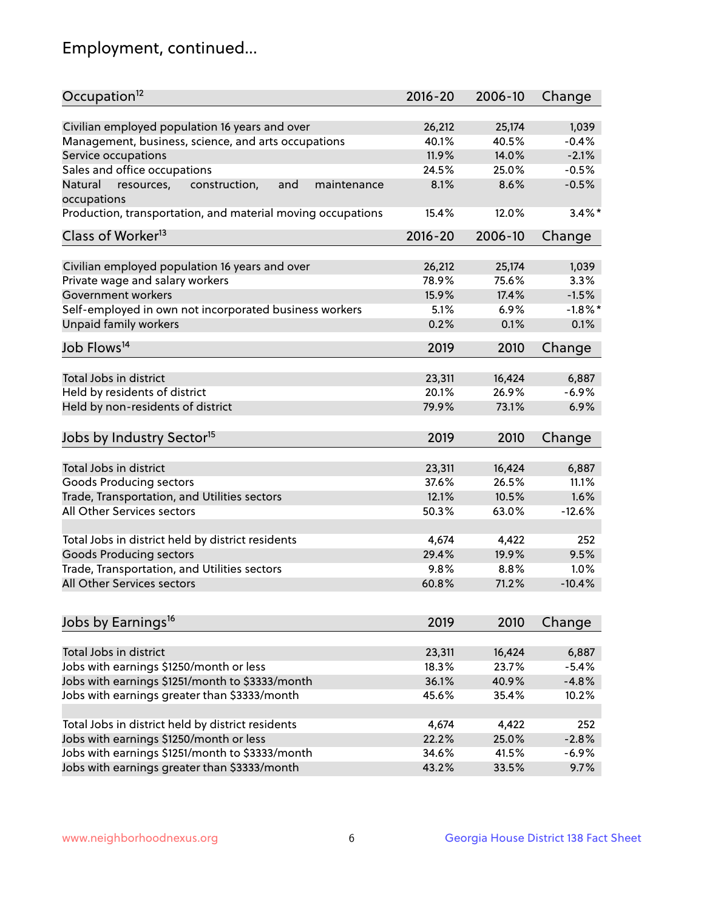## Employment, continued...

| Occupation[12] | 2016-20 | 2006-10 | Change |
|---|---|---|---|
| Civilian employed population 16 years and over | 26,212 | 25,174 | 1,039 |
| Management, business, science, and arts occupations | 40.1% | 40.5% | -0.4% |
| Service occupations | 11.9% | 14.0% | -2.1% |
| Sales and office occupations | 24.5% | 25.0% | -0.5% |
| Natural resources, construction, and maintenance occupations | 8.1% | 8.6% | -0.5% |
| Production, transportation, and material moving occupations | 15.4% | 12.0% | 3.4%* |

| Class of Worker[13] | 2016-20 | 2006-10 | Change |
|---|---|---|---|
| Civilian employed population 16 years and over | 26,212 | 25,174 | 1,039 |
| Private wage and salary workers | 78.9% | 75.6% | 3.3% |
| Government workers | 15.9% | 17.4% | -1.5% |
| Self-employed in own not incorporated business workers | 5.1% | 6.9% | -1.8%* |
| Unpaid family workers | 0.2% | 0.1% | 0.1% |

| Job Flows[14] | 2019 | 2010 | Change |
|---|---|---|---|
| Total Jobs in district | 23,311 | 16,424 | 6,887 |
| Held by residents of district | 20.1% | 26.9% | -6.9% |
| Held by non-residents of district | 79.9% | 73.1% | 6.9% |

| Jobs by Industry Sector[15] | 2019 | 2010 | Change |
|---|---|---|---|
| Total Jobs in district | 23,311 | 16,424 | 6,887 |
| Goods Producing sectors | 37.6% | 26.5% | 11.1% |
| Trade, Transportation, and Utilities sectors | 12.1% | 10.5% | 1.6% |
| All Other Services sectors | 50.3% | 63.0% | -12.6% |
| | | | |
| Total Jobs in district held by district residents | 4,674 | 4,422 | 252 |
| Goods Producing sectors | 29.4% | 19.9% | 9.5% |
| Trade, Transportation, and Utilities sectors | 9.8% | 8.8% | 1.0% |
| All Other Services sectors | 60.8% | 71.2% | -10.4% |

| Jobs by Earnings[16] | 2019 | 2010 | Change |
|---|---|---|---|
| Total Jobs in district | 23,311 | 16,424 | 6,887 |
| Jobs with earnings $1250/month or less | 18.3% | 23.7% | -5.4% |
| Jobs with earnings $1251/month to $3333/month | 36.1% | 40.9% | -4.8% |
| Jobs with earnings greater than $3333/month | 45.6% | 35.4% | 10.2% |
| | | | |
| Total Jobs in district held by district residents | 4,674 | 4,422 | 252 |
| Jobs with earnings $1250/month or less | 22.2% | 25.0% | -2.8% |
| Jobs with earnings $1251/month to $3333/month | 34.6% | 41.5% | -6.9% |
| Jobs with earnings greater than $3333/month | 43.2% | 33.5% | 9.7% |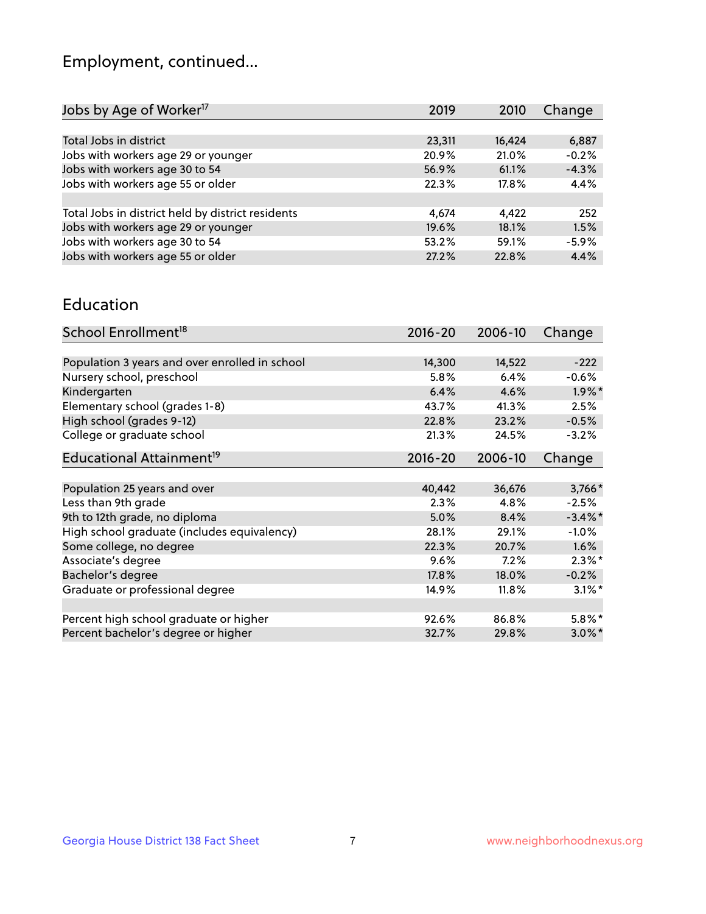# Employment, continued...

| Jobs by Age of Worker[17] | 2019 | 2010 | Change |
|---|---|---|---|
| Total Jobs in district | 23,311 | 16,424 | 6,887 |
| Jobs with workers age 29 or younger | 20.9% | 21.0% | -0.2% |
| Jobs with workers age 30 to 54 | 56.9% | 61.1% | -4.3% |
| Jobs with workers age 55 or older | 22.3% | 17.8% | 4.4% |
| | | | |
| Total Jobs in district held by district residents | 4,674 | 4,422 | 252 |
| Jobs with workers age 29 or younger | 19.6% | 18.1% | 1.5% |
| Jobs with workers age 30 to 54 | 53.2% | 59.1% | -5.9% |
| Jobs with workers age 55 or older | 27.2% | 22.8% | 4.4% |

## Education

| School Enrollment[18] | 2016-20 | 2006-10 | Change |
|---|---|---|---|
| Population 3 years and over enrolled in school | 14,300 | 14,522 | -222 |
| Nursery school, preschool | 5.8% | 6.4% | -0.6% |
| Kindergarten | 6.4% | 4.6% | 1.9%* |
| Elementary school (grades 1-8) | 43.7% | 41.3% | 2.5% |
| High school (grades 9-12) | 22.8% | 23.2% | -0.5% |
| College or graduate school | 21.3% | 24.5% | -3.2% |

| Educational Attainment[19] | 2016-20 | 2006-10 | Change |
|---|---|---|---|
| Population 25 years and over | 40,442 | 36,676 | 3,766* |
| Less than 9th grade | 2.3% | 4.8% | -2.5% |
| 9th to 12th grade, no diploma | 5.0% | 8.4% | -3.4%* |
| High school graduate (includes equivalency) | 28.1% | 29.1% | -1.0% |
| Some college, no degree | 22.3% | 20.7% | 1.6% |
| Associate's degree | 9.6% | 7.2% | 2.3%* |
| Bachelor's degree | 17.8% | 18.0% | -0.2% |
| Graduate or professional degree | 14.9% | 11.8% | 3.1%* |
| | | | |
| Percent high school graduate or higher | 92.6% | 86.8% | 5.8%* |
| Percent bachelor's degree or higher | 32.7% | 29.8% | 3.0%* |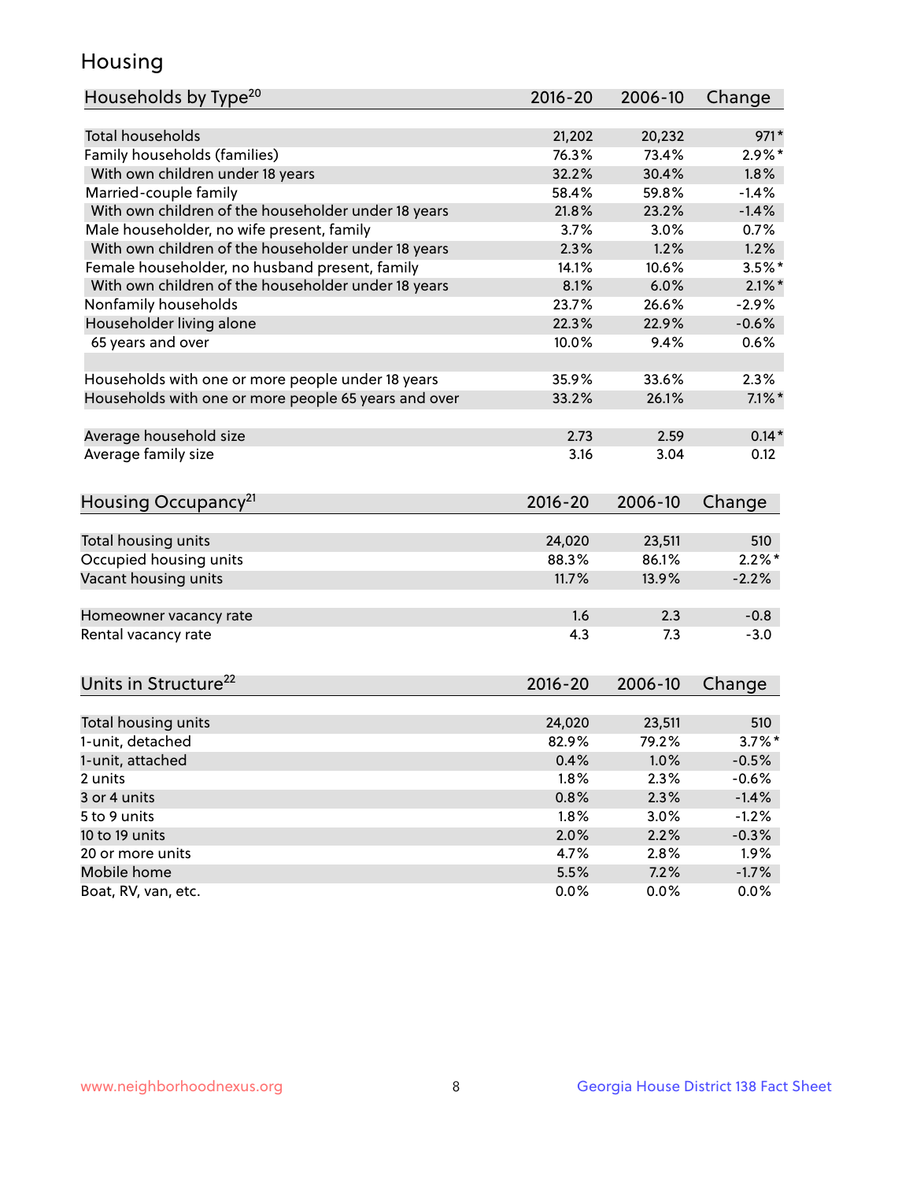## Housing

| Households by Type[20] | 2016-20 | 2006-10 | Change |
|---|---|---|---|
| Total households | 21,202 | 20,232 | 971* |
| Family households (families) | 76.3% | 73.4% | 2.9%* |
| With own children under 18 years | 32.2% | 30.4% | 1.8% |
| Married-couple family | 58.4% | 59.8% | -1.4% |
| With own children of the householder under 18 years | 21.8% | 23.2% | -1.4% |
| Male householder, no wife present, family | 3.7% | 3.0% | 0.7% |
| With own children of the householder under 18 years | 2.3% | 1.2% | 1.2% |
| Female householder, no husband present, family | 14.1% | 10.6% | 3.5%* |
| With own children of the householder under 18 years | 8.1% | 6.0% | 2.1%* |
| Nonfamily households | 23.7% | 26.6% | -2.9% |
| Householder living alone | 22.3% | 22.9% | -0.6% |
| 65 years and over | 10.0% | 9.4% | 0.6% |
| | | | |
| Households with one or more people under 18 years | 35.9% | 33.6% | 2.3% |
| Households with one or more people 65 years and over | 33.2% | 26.1% | 7.1%* |
| | | | |
| Average household size | 2.73 | 2.59 | 0.14* |
| Average family size | 3.16 | 3.04 | 0.12 |

| Housing Occupancy[21] | 2016-20 | 2006-10 | Change |
|---|---|---|---|
| Total housing units | 24,020 | 23,511 | 510 |
| Occupied housing units | 88.3% | 86.1% | 2.2%* |
| Vacant housing units | 11.7% | 13.9% | -2.2% |
| | | | |
| Homeowner vacancy rate | 1.6 | 2.3 | -0.8 |
| Rental vacancy rate | 4.3 | 7.3 | -3.0 |

| Units in Structure[22] | 2016-20 | 2006-10 | Change |
|---|---|---|---|
| Total housing units | 24,020 | 23,511 | 510 |
| 1-unit, detached | 82.9% | 79.2% | 3.7%* |
| 1-unit, attached | 0.4% | 1.0% | -0.5% |
| 2 units | 1.8% | 2.3% | -0.6% |
| 3 or 4 units | 0.8% | 2.3% | -1.4% |
| 5 to 9 units | 1.8% | 3.0% | -1.2% |
| 10 to 19 units | 2.0% | 2.2% | -0.3% |
| 20 or more units | 4.7% | 2.8% | 1.9% |
| Mobile home | 5.5% | 7.2% | -1.7% |
| Boat, RV, van, etc. | 0.0% | 0.0% | 0.0% |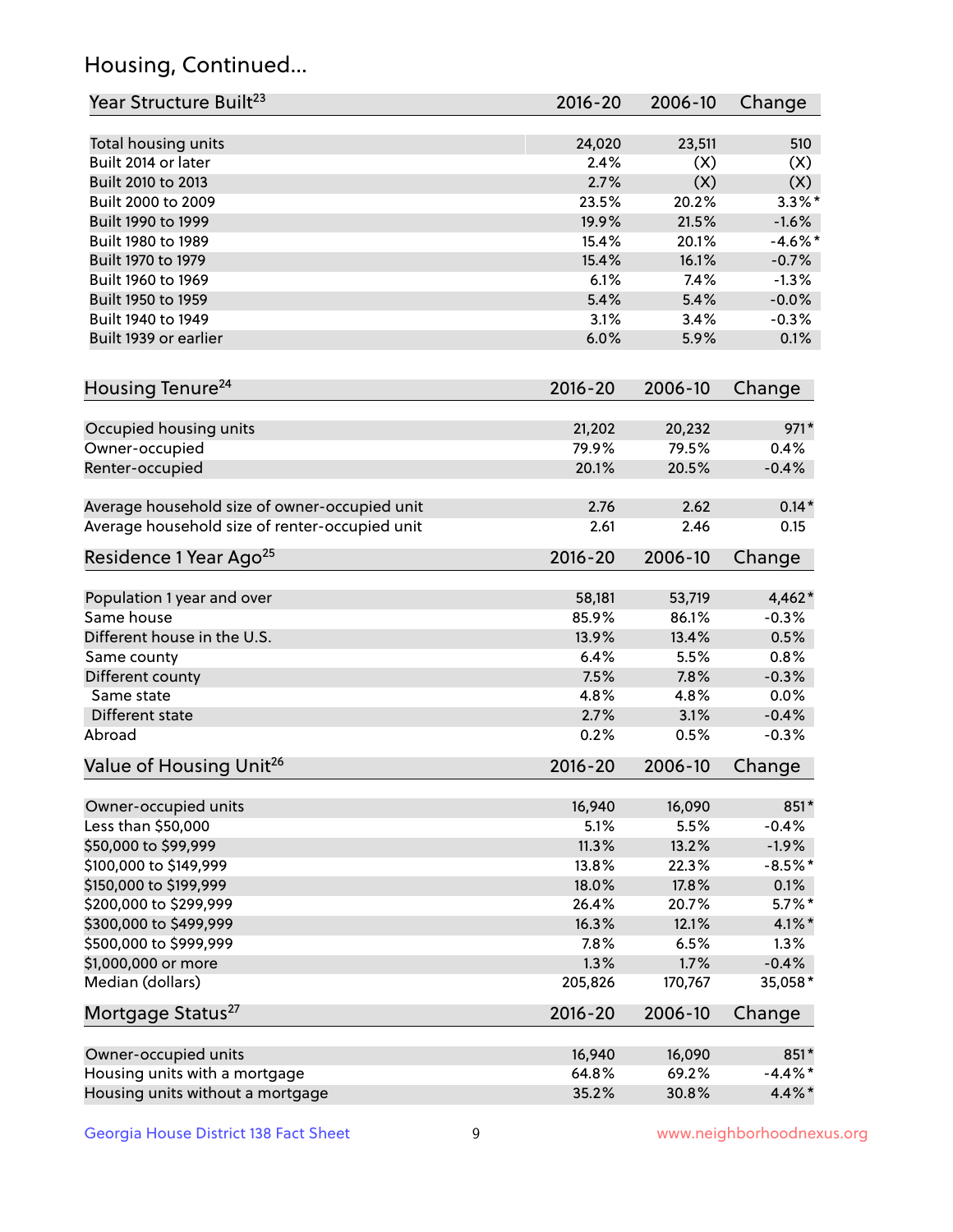## Housing, Continued...

| Year Structure Built[23] | 2016-20 | 2006-10 | Change |
|---|---|---|---|
| Total housing units | 24,020 | 23,511 | 510 |
| Built 2014 or later | 2.4% | (X) | (X) |
| Built 2010 to 2013 | 2.7% | (X) | (X) |
| Built 2000 to 2009 | 23.5% | 20.2% | 3.3%* |
| Built 1990 to 1999 | 19.9% | 21.5% | -1.6% |
| Built 1980 to 1989 | 15.4% | 20.1% | -4.6%* |
| Built 1970 to 1979 | 15.4% | 16.1% | -0.7% |
| Built 1960 to 1969 | 6.1% | 7.4% | -1.3% |
| Built 1950 to 1959 | 5.4% | 5.4% | -0.0% |
| Built 1940 to 1949 | 3.1% | 3.4% | -0.3% |
| Built 1939 or earlier | 6.0% | 5.9% | 0.1% |

| Housing Tenure[24] | 2016-20 | 2006-10 | Change |
|---|---|---|---|
| Occupied housing units | 21,202 | 20,232 | 971* |
| Owner-occupied | 79.9% | 79.5% | 0.4% |
| Renter-occupied | 20.1% | 20.5% | -0.4% |
| Average household size of owner-occupied unit | 2.76 | 2.62 | 0.14* |
| Average household size of renter-occupied unit | 2.61 | 2.46 | 0.15 |

| Residence 1 Year Ago[25] | 2016-20 | 2006-10 | Change |
|---|---|---|---|
| Population 1 year and over | 58,181 | 53,719 | 4,462* |
| Same house | 85.9% | 86.1% | -0.3% |
| Different house in the U.S. | 13.9% | 13.4% | 0.5% |
| Same county | 6.4% | 5.5% | 0.8% |
| Different county | 7.5% | 7.8% | -0.3% |
| Same state | 4.8% | 4.8% | 0.0% |
| Different state | 2.7% | 3.1% | -0.4% |
| Abroad | 0.2% | 0.5% | -0.3% |

| Value of Housing Unit[26] | 2016-20 | 2006-10 | Change |
|---|---|---|---|
| Owner-occupied units | 16,940 | 16,090 | 851* |
| Less than $50,000 | 5.1% | 5.5% | -0.4% |
| $50,000 to $99,999 | 11.3% | 13.2% | -1.9% |
| $100,000 to $149,999 | 13.8% | 22.3% | -8.5%* |
| $150,000 to $199,999 | 18.0% | 17.8% | 0.1% |
| $200,000 to $299,999 | 26.4% | 20.7% | 5.7%* |
| $300,000 to $499,999 | 16.3% | 12.1% | 4.1%* |
| $500,000 to $999,999 | 7.8% | 6.5% | 1.3% |
| $1,000,000 or more | 1.3% | 1.7% | -0.4% |
| Median (dollars) | 205,826 | 170,767 | 35,058* |

| Mortgage Status[27] | 2016-20 | 2006-10 | Change |
|---|---|---|---|
| Owner-occupied units | 16,940 | 16,090 | 851* |
| Housing units with a mortgage | 64.8% | 69.2% | -4.4%* |
| Housing units without a mortgage | 35.2% | 30.8% | 4.4%* |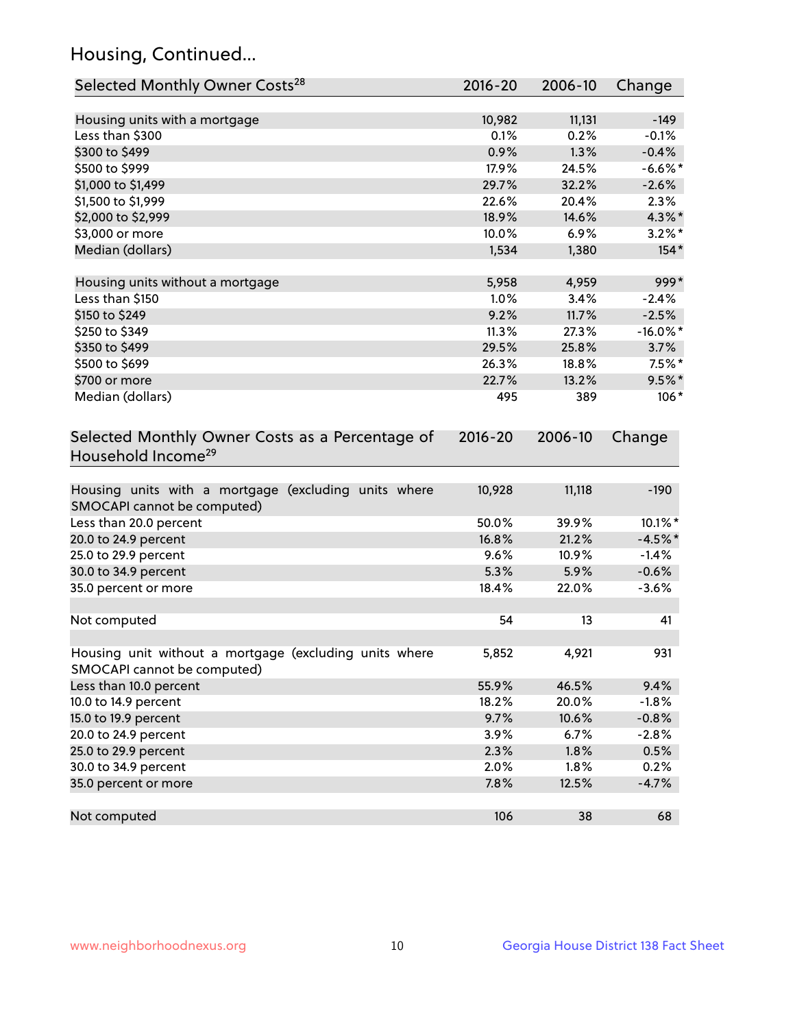## Housing, Continued...

| Selected Monthly Owner Costs[28] | 2016-20 | 2006-10 | Change |
|---|---|---|---|
| Housing units with a mortgage | 10,982 | 11,131 | -149 |
| Less than $300 | 0.1% | 0.2% | -0.1% |
| $300 to $499 | 0.9% | 1.3% | -0.4% |
| $500 to $999 | 17.9% | 24.5% | -6.6%* |
| $1,000 to $1,499 | 29.7% | 32.2% | -2.6% |
| $1,500 to $1,999 | 22.6% | 20.4% | 2.3% |
| $2,000 to $2,999 | 18.9% | 14.6% | 4.3%* |
| $3,000 or more | 10.0% | 6.9% | 3.2%* |
| Median (dollars) | 1,534 | 1,380 | 154* |
| Housing units without a mortgage | 5,958 | 4,959 | 999* |
| Less than $150 | 1.0% | 3.4% | -2.4% |
| $150 to $249 | 9.2% | 11.7% | -2.5% |
| $250 to $349 | 11.3% | 27.3% | -16.0%* |
| $350 to $499 | 29.5% | 25.8% | 3.7% |
| $500 to $699 | 26.3% | 18.8% | 7.5%* |
| $700 or more | 22.7% | 13.2% | 9.5%* |
| Median (dollars) | 495 | 389 | 106* |

| Selected Monthly Owner Costs as a Percentage of Household Income[29] | 2016-20 | 2006-10 | Change |
|---|---|---|---|
| Housing units with a mortgage (excluding units where SMOCAPI cannot be computed) | 10,928 | 11,118 | -190 |
| Less than 20.0 percent | 50.0% | 39.9% | 10.1%* |
| 20.0 to 24.9 percent | 16.8% | 21.2% | -4.5%* |
| 25.0 to 29.9 percent | 9.6% | 10.9% | -1.4% |
| 30.0 to 34.9 percent | 5.3% | 5.9% | -0.6% |
| 35.0 percent or more | 18.4% | 22.0% | -3.6% |
| Not computed | 54 | 13 | 41 |
| Housing unit without a mortgage (excluding units where SMOCAPI cannot be computed) | 5,852 | 4,921 | 931 |
| Less than 10.0 percent | 55.9% | 46.5% | 9.4% |
| 10.0 to 14.9 percent | 18.2% | 20.0% | -1.8% |
| 15.0 to 19.9 percent | 9.7% | 10.6% | -0.8% |
| 20.0 to 24.9 percent | 3.9% | 6.7% | -2.8% |
| 25.0 to 29.9 percent | 2.3% | 1.8% | 0.5% |
| 30.0 to 34.9 percent | 2.0% | 1.8% | 0.2% |
| 35.0 percent or more | 7.8% | 12.5% | -4.7% |
| Not computed | 106 | 38 | 68 |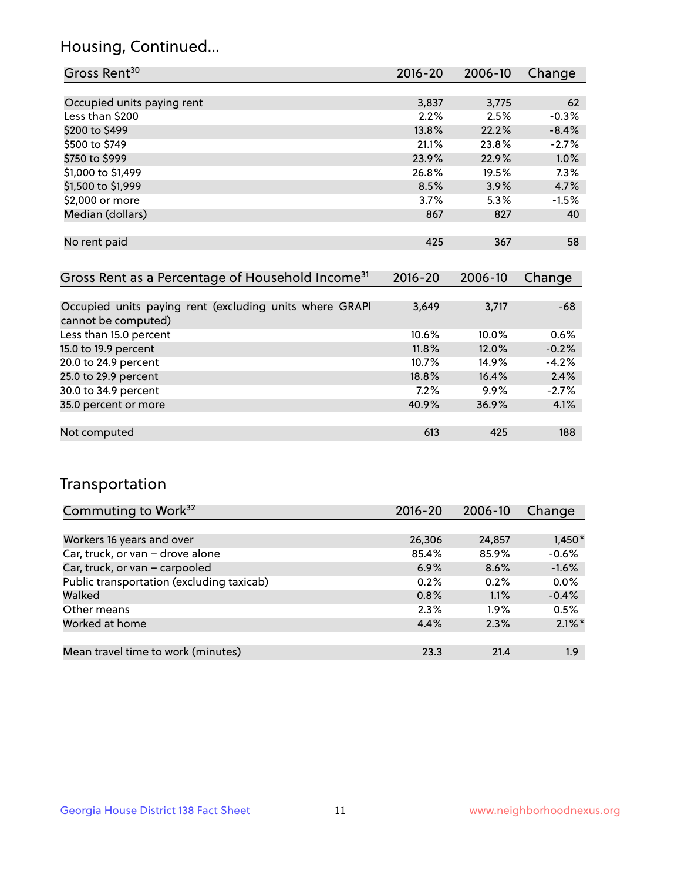## Housing, Continued...

| Gross Rent[30] | 2016-20 | 2006-10 | Change |
|---|---|---|---|
| Occupied units paying rent | 3,837 | 3,775 | 62 |
| Less than $200 | 2.2% | 2.5% | -0.3% |
| $200 to $499 | 13.8% | 22.2% | -8.4% |
| $500 to $749 | 21.1% | 23.8% | -2.7% |
| $750 to $999 | 23.9% | 22.9% | 1.0% |
| $1,000 to $1,499 | 26.8% | 19.5% | 7.3% |
| $1,500 to $1,999 | 8.5% | 3.9% | 4.7% |
| $2,000 or more | 3.7% | 5.3% | -1.5% |
| Median (dollars) | 867 | 827 | 40 |
| No rent paid | 425 | 367 | 58 |

| Gross Rent as a Percentage of Household Income[31] | 2016-20 | 2006-10 | Change |
|---|---|---|---|
| Occupied units paying rent (excluding units where GRAPI cannot be computed) | 3,649 | 3,717 | -68 |
| Less than 15.0 percent | 10.6% | 10.0% | 0.6% |
| 15.0 to 19.9 percent | 11.8% | 12.0% | -0.2% |
| 20.0 to 24.9 percent | 10.7% | 14.9% | -4.2% |
| 25.0 to 29.9 percent | 18.8% | 16.4% | 2.4% |
| 30.0 to 34.9 percent | 7.2% | 9.9% | -2.7% |
| 35.0 percent or more | 40.9% | 36.9% | 4.1% |
| Not computed | 613 | 425 | 188 |

## Transportation

| Commuting to Work[32] | 2016-20 | 2006-10 | Change |
|---|---|---|---|
| Workers 16 years and over | 26,306 | 24,857 | 1,450* |
| Car, truck, or van – drove alone | 85.4% | 85.9% | -0.6% |
| Car, truck, or van – carpooled | 6.9% | 8.6% | -1.6% |
| Public transportation (excluding taxicab) | 0.2% | 0.2% | 0.0% |
| Walked | 0.8% | 1.1% | -0.4% |
| Other means | 2.3% | 1.9% | 0.5% |
| Worked at home | 4.4% | 2.3% | 2.1%* |
| Mean travel time to work (minutes) | 23.3 | 21.4 | 1.9 |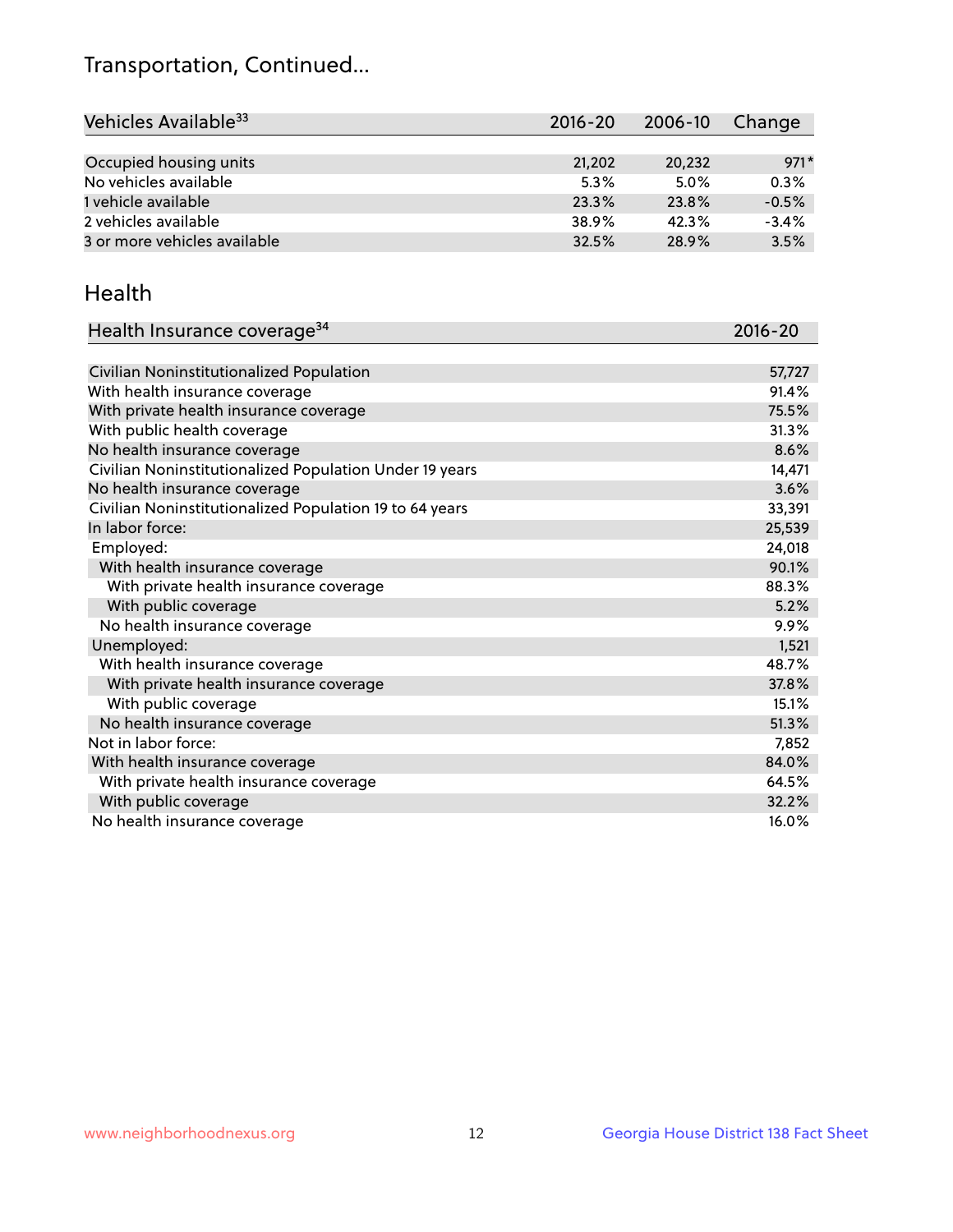## Transportation, Continued...

| Vehicles Available[33] | 2016-20 | 2006-10 | Change |
|---|---|---|---|
| Occupied housing units | 21,202 | 20,232 | 971* |
| No vehicles available | 5.3% | 5.0% | 0.3% |
| 1 vehicle available | 23.3% | 23.8% | -0.5% |
| 2 vehicles available | 38.9% | 42.3% | -3.4% |
| 3 or more vehicles available | 32.5% | 28.9% | 3.5% |

## Health

| Health Insurance coverage[34] | 2016-20 |
|---|---|
| Civilian Noninstitutionalized Population | 57,727 |
| With health insurance coverage | 91.4% |
| With private health insurance coverage | 75.5% |
| With public health coverage | 31.3% |
| No health insurance coverage | 8.6% |
| Civilian Noninstitutionalized Population Under 19 years | 14,471 |
| No health insurance coverage | 3.6% |
| Civilian Noninstitutionalized Population 19 to 64 years | 33,391 |
| In labor force: | 25,539 |
| Employed: | 24,018 |
| With health insurance coverage | 90.1% |
| With private health insurance coverage | 88.3% |
| With public coverage | 5.2% |
| No health insurance coverage | 9.9% |
| Unemployed: | 1,521 |
| With health insurance coverage | 48.7% |
| With private health insurance coverage | 37.8% |
| With public coverage | 15.1% |
| No health insurance coverage | 51.3% |
| Not in labor force: | 7,852 |
| With health insurance coverage | 84.0% |
| With private health insurance coverage | 64.5% |
| With public coverage | 32.2% |
| No health insurance coverage | 16.0% |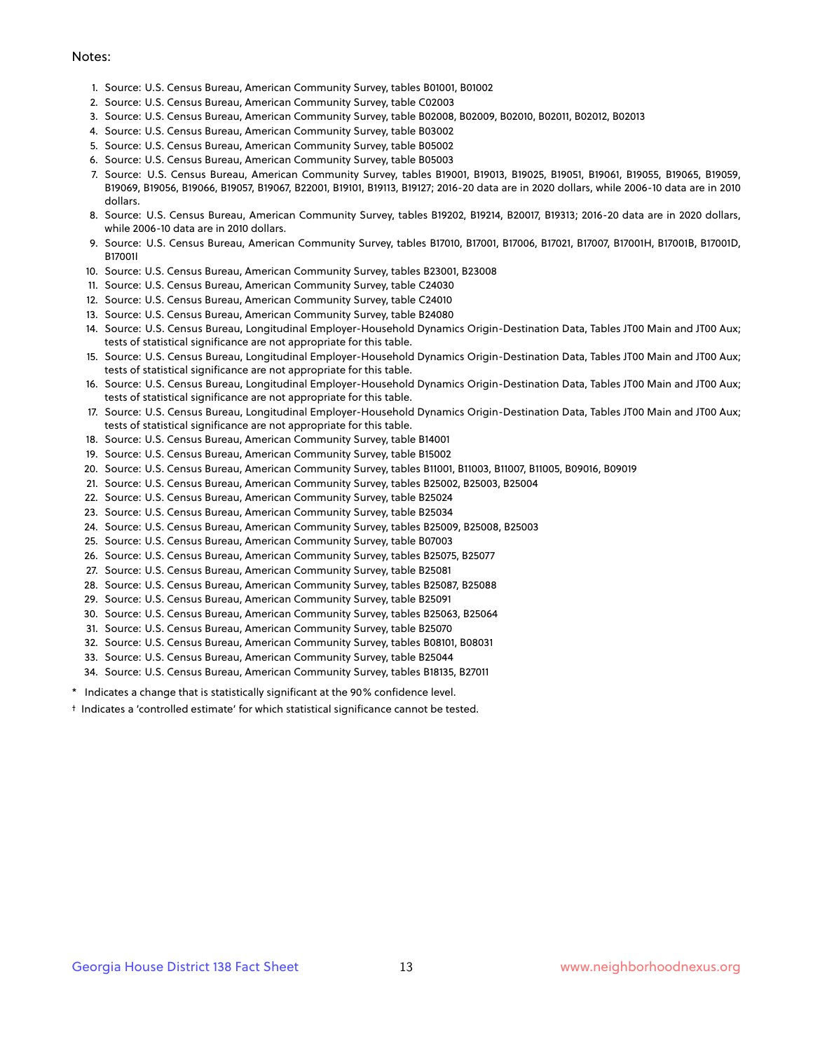Notes:

1. Source: U.S. Census Bureau, American Community Survey, tables B01001, B01002
2. Source: U.S. Census Bureau, American Community Survey, table C02003
3. Source: U.S. Census Bureau, American Community Survey, table B02008, B02009, B02010, B02011, B02012, B02013
4. Source: U.S. Census Bureau, American Community Survey, table B03002
5. Source: U.S. Census Bureau, American Community Survey, table B05002
6. Source: U.S. Census Bureau, American Community Survey, table B05003
7. Source: U.S. Census Bureau, American Community Survey, tables B19001, B19013, B19025, B19051, B19061, B19055, B19065, B19059, B19069, B19056, B19066, B19057, B19067, B22001, B19101, B19113, B19127; 2016-20 data are in 2020 dollars, while 2006-10 data are in 2010 dollars.
8. Source: U.S. Census Bureau, American Community Survey, tables B19202, B19214, B20017, B19313; 2016-20 data are in 2020 dollars, while 2006-10 data are in 2010 dollars.
9. Source: U.S. Census Bureau, American Community Survey, tables B17010, B17001, B17006, B17021, B17007, B17001H, B17001B, B17001D, B17001I
10. Source: U.S. Census Bureau, American Community Survey, tables B23001, B23008
11. Source: U.S. Census Bureau, American Community Survey, table C24030
12. Source: U.S. Census Bureau, American Community Survey, table C24010
13. Source: U.S. Census Bureau, American Community Survey, table B24080
14. Source: U.S. Census Bureau, Longitudinal Employer-Household Dynamics Origin-Destination Data, Tables JT00 Main and JT00 Aux; tests of statistical significance are not appropriate for this table.
15. Source: U.S. Census Bureau, Longitudinal Employer-Household Dynamics Origin-Destination Data, Tables JT00 Main and JT00 Aux; tests of statistical significance are not appropriate for this table.
16. Source: U.S. Census Bureau, Longitudinal Employer-Household Dynamics Origin-Destination Data, Tables JT00 Main and JT00 Aux; tests of statistical significance are not appropriate for this table.
17. Source: U.S. Census Bureau, Longitudinal Employer-Household Dynamics Origin-Destination Data, Tables JT00 Main and JT00 Aux; tests of statistical significance are not appropriate for this table.
18. Source: U.S. Census Bureau, American Community Survey, table B14001
19. Source: U.S. Census Bureau, American Community Survey, table B15002
20. Source: U.S. Census Bureau, American Community Survey, tables B11001, B11003, B11007, B11005, B09016, B09019
21. Source: U.S. Census Bureau, American Community Survey, tables B25002, B25003, B25004
22. Source: U.S. Census Bureau, American Community Survey, table B25024
23. Source: U.S. Census Bureau, American Community Survey, table B25034
24. Source: U.S. Census Bureau, American Community Survey, tables B25009, B25008, B25003
25. Source: U.S. Census Bureau, American Community Survey, table B07003
26. Source: U.S. Census Bureau, American Community Survey, tables B25075, B25077
27. Source: U.S. Census Bureau, American Community Survey, table B25081
28. Source: U.S. Census Bureau, American Community Survey, tables B25087, B25088
29. Source: U.S. Census Bureau, American Community Survey, table B25091
30. Source: U.S. Census Bureau, American Community Survey, tables B25063, B25064
31. Source: U.S. Census Bureau, American Community Survey, table B25070
32. Source: U.S. Census Bureau, American Community Survey, tables B08101, B08031
33. Source: U.S. Census Bureau, American Community Survey, table B25044
34. Source: U.S. Census Bureau, American Community Survey, tables B18135, B27011

\* Indicates a change that is statistically significant at the 90% confidence level.

† Indicates a 'controlled estimate' for which statistical significance cannot be tested.